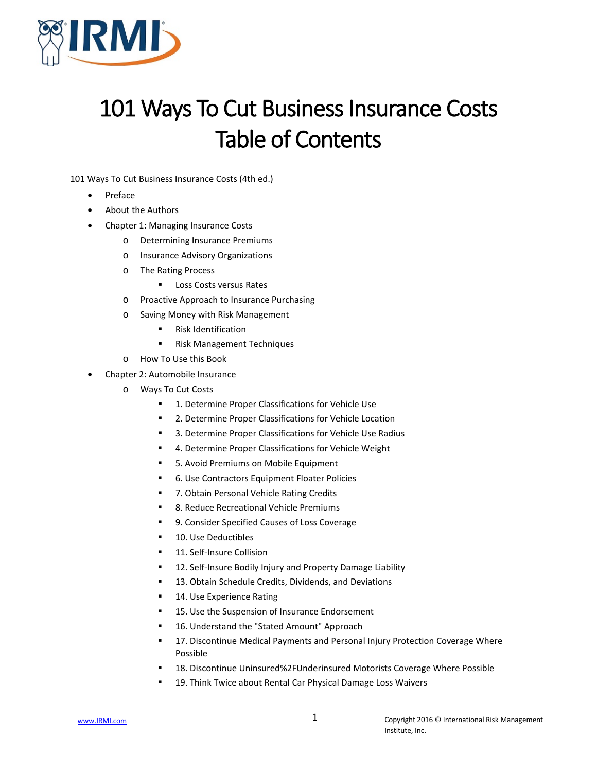# 101 Ways To Cut Business Insurance Costs Table of Contents

101 Ways To Cut Business Insurance Costs (4th ed.)

- Preface
- About the Authors
- Chapter 1: Managing Insurance Costs
  - Determining Insurance Premiums
  - Insurance Advisory Organizations
  - The Rating Process
    - Loss Costs versus Rates
  - Proactive Approach to Insurance Purchasing
  - Saving Money with Risk Management
    - Risk Identification
    - Risk Management Techniques
  - How To Use this Book
- Chapter 2: Automobile Insurance
  - Ways To Cut Costs
    - 1. Determine Proper Classifications for Vehicle Use
    - 2. Determine Proper Classifications for Vehicle Location
    - 3. Determine Proper Classifications for Vehicle Use Radius
    - 4. Determine Proper Classifications for Vehicle Weight
    - 5. Avoid Premiums on Mobile Equipment
    - 6. Use Contractors Equipment Floater Policies
    - 7. Obtain Personal Vehicle Rating Credits
    - 8. Reduce Recreational Vehicle Premiums
    - 9. Consider Specified Causes of Loss Coverage
    - 10. Use Deductibles
    - 11. Self-Insure Collision
    - 12. Self-Insure Bodily Injury and Property Damage Liability
    - 13. Obtain Schedule Credits, Dividends, and Deviations
    - 14. Use Experience Rating
    - 15. Use the Suspension of Insurance Endorsement
    - 16. Understand the "Stated Amount" Approach
    - 17. Discontinue Medical Payments and Personal Injury Protection Coverage Where Possible
    - 18. Discontinue Uninsured%2FUnderinsured Motorists Coverage Where Possible
    - 19. Think Twice about Rental Car Physical Damage Loss Waivers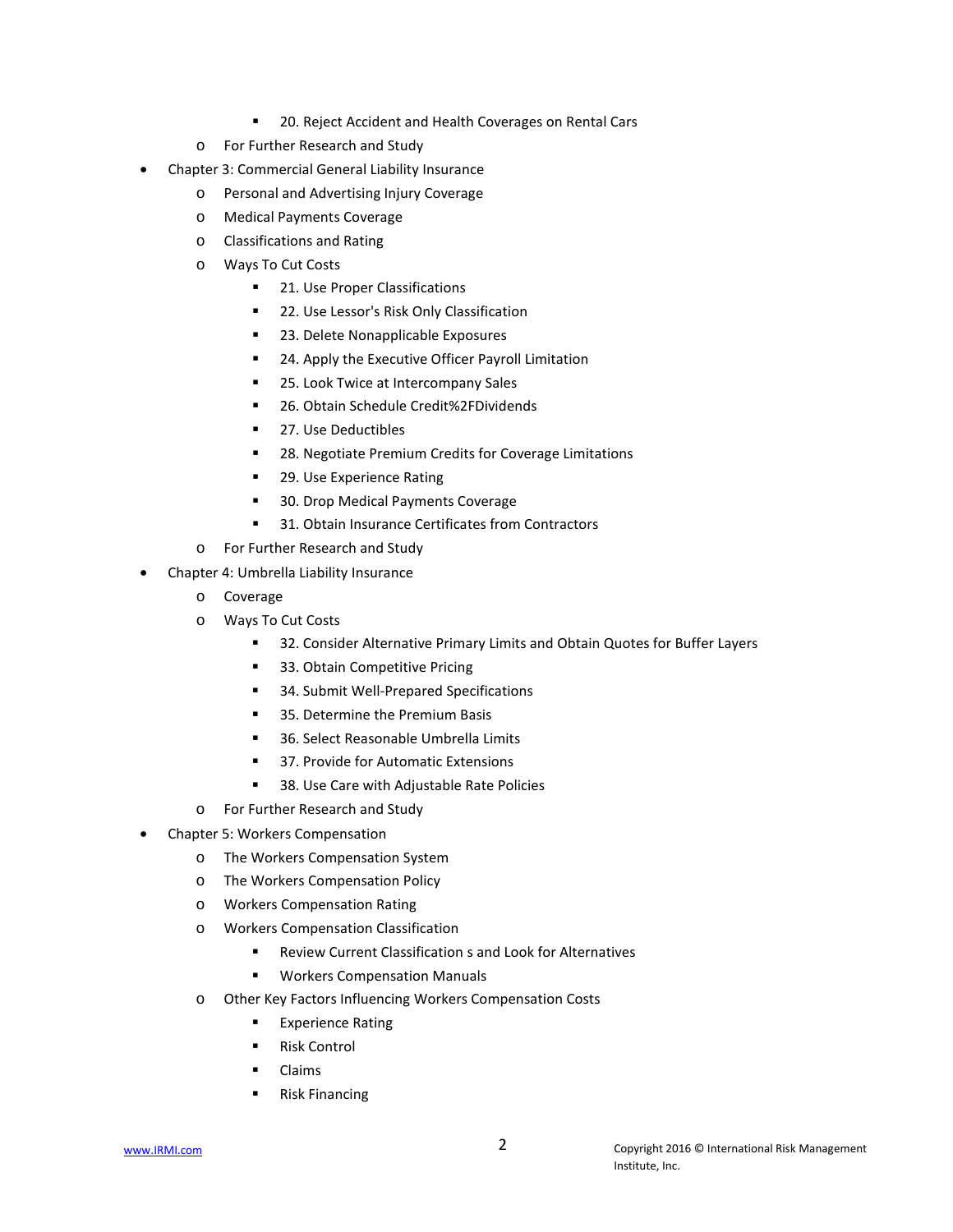- 20. Reject Accident and Health Coverages on Rental Cars
    - For Further Research and Study
- Chapter 3: Commercial General Liability Insurance
    - Personal and Advertising Injury Coverage
    - Medical Payments Coverage
    - Classifications and Rating
    - Ways To Cut Costs
        - 21. Use Proper Classifications
        - 22. Use Lessor's Risk Only Classification
        - 23. Delete Nonapplicable Exposures
        - 24. Apply the Executive Officer Payroll Limitation
        - 25. Look Twice at Intercompany Sales
        - 26. Obtain Schedule Credit%2FDividends
        - 27. Use Deductibles
        - 28. Negotiate Premium Credits for Coverage Limitations
        - 29. Use Experience Rating
        - 30. Drop Medical Payments Coverage
        - 31. Obtain Insurance Certificates from Contractors
    - For Further Research and Study
- Chapter 4: Umbrella Liability Insurance
    - Coverage
    - Ways To Cut Costs
        - 32. Consider Alternative Primary Limits and Obtain Quotes for Buffer Layers
        - 33. Obtain Competitive Pricing
        - 34. Submit Well-Prepared Specifications
        - 35. Determine the Premium Basis
        - 36. Select Reasonable Umbrella Limits
        - 37. Provide for Automatic Extensions
        - 38. Use Care with Adjustable Rate Policies
    - For Further Research and Study
- Chapter 5: Workers Compensation
    - The Workers Compensation System
    - The Workers Compensation Policy
    - Workers Compensation Rating
    - Workers Compensation Classification
        - Review Current Classification s and Look for Alternatives
        - Workers Compensation Manuals
    - Other Key Factors Influencing Workers Compensation Costs
        - Experience Rating
        - Risk Control
        - Claims
        - Risk Financing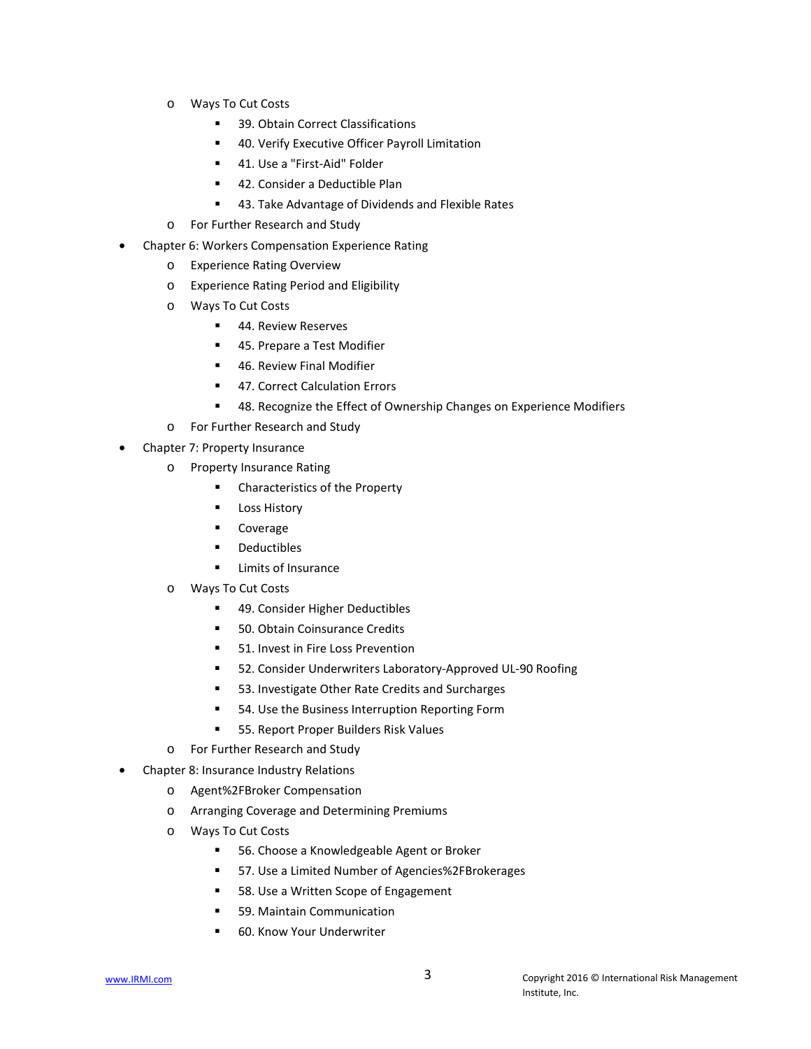- Ways To Cut Costs
  - 39. Obtain Correct Classifications
  - 40. Verify Executive Officer Payroll Limitation
  - 41. Use a "First-Aid" Folder
  - 42. Consider a Deductible Plan
  - 43. Take Advantage of Dividends and Flexible Rates
- For Further Research and Study

- Chapter 6: Workers Compensation Experience Rating
  - Experience Rating Overview
  - Experience Rating Period and Eligibility
  - Ways To Cut Costs
    - 44. Review Reserves
    - 45. Prepare a Test Modifier
    - 46. Review Final Modifier
    - 47. Correct Calculation Errors
    - 48. Recognize the Effect of Ownership Changes on Experience Modifiers
  - For Further Research and Study
- Chapter 7: Property Insurance
  - Property Insurance Rating
    - Characteristics of the Property
    - Loss History
    - Coverage
    - Deductibles
    - Limits of Insurance
  - Ways To Cut Costs
    - 49. Consider Higher Deductibles
    - 50. Obtain Coinsurance Credits
    - 51. Invest in Fire Loss Prevention
    - 52. Consider Underwriters Laboratory-Approved UL-90 Roofing
    - 53. Investigate Other Rate Credits and Surcharges
    - 54. Use the Business Interruption Reporting Form
    - 55. Report Proper Builders Risk Values
  - For Further Research and Study
- Chapter 8: Insurance Industry Relations
  - Agent%2FBroker Compensation
  - Arranging Coverage and Determining Premiums
  - Ways To Cut Costs
    - 56. Choose a Knowledgeable Agent or Broker
    - 57. Use a Limited Number of Agencies%2FBrokerages
    - 58. Use a Written Scope of Engagement
    - 59. Maintain Communication
    - 60. Know Your Underwriter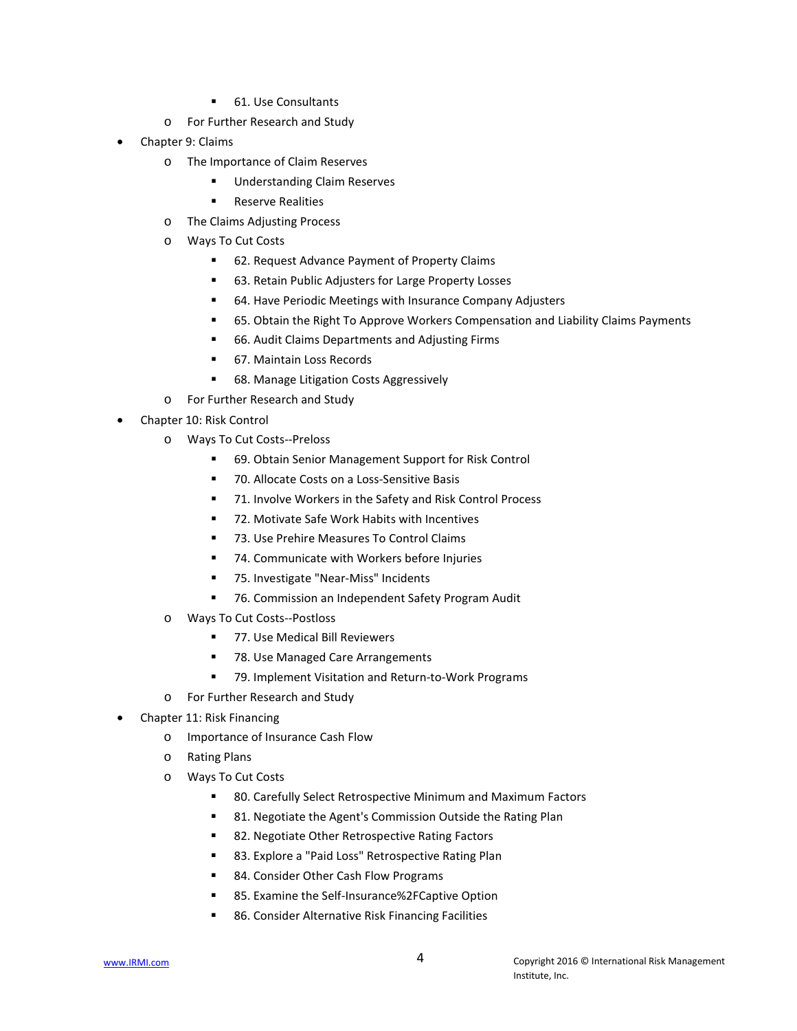- 61. Use Consultants
    - For Further Research and Study
- Chapter 9: Claims
    - The Importance of Claim Reserves
        - Understanding Claim Reserves
        - Reserve Realities
    - The Claims Adjusting Process
    - Ways To Cut Costs
        - 62. Request Advance Payment of Property Claims
        - 63. Retain Public Adjusters for Large Property Losses
        - 64. Have Periodic Meetings with Insurance Company Adjusters
        - 65. Obtain the Right To Approve Workers Compensation and Liability Claims Payments
        - 66. Audit Claims Departments and Adjusting Firms
        - 67. Maintain Loss Records
        - 68. Manage Litigation Costs Aggressively
    - For Further Research and Study
- Chapter 10: Risk Control
    - Ways To Cut Costs--Preloss
        - 69. Obtain Senior Management Support for Risk Control
        - 70. Allocate Costs on a Loss-Sensitive Basis
        - 71. Involve Workers in the Safety and Risk Control Process
        - 72. Motivate Safe Work Habits with Incentives
        - 73. Use Prehire Measures To Control Claims
        - 74. Communicate with Workers before Injuries
        - 75. Investigate "Near-Miss" Incidents
        - 76. Commission an Independent Safety Program Audit
    - Ways To Cut Costs--Postloss
        - 77. Use Medical Bill Reviewers
        - 78. Use Managed Care Arrangements
        - 79. Implement Visitation and Return-to-Work Programs
    - For Further Research and Study
- Chapter 11: Risk Financing
    - Importance of Insurance Cash Flow
    - Rating Plans
    - Ways To Cut Costs
        - 80. Carefully Select Retrospective Minimum and Maximum Factors
        - 81. Negotiate the Agent's Commission Outside the Rating Plan
        - 82. Negotiate Other Retrospective Rating Factors
        - 83. Explore a "Paid Loss" Retrospective Rating Plan
        - 84. Consider Other Cash Flow Programs
        - 85. Examine the Self-Insurance%2FCaptive Option
        - 86. Consider Alternative Risk Financing Facilities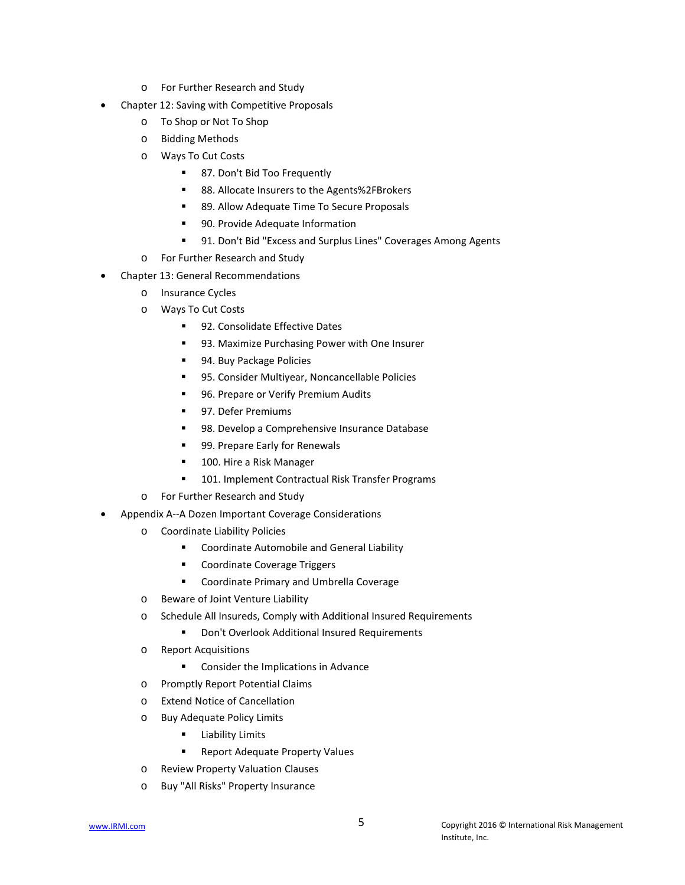- For Further Research and Study
- Chapter 12: Saving with Competitive Proposals
    - To Shop or Not To Shop
    - Bidding Methods
    - Ways To Cut Costs
        - 87. Don't Bid Too Frequently
        - 88. Allocate Insurers to the Agents%2FBrokers
        - 89. Allow Adequate Time To Secure Proposals
        - 90. Provide Adequate Information
        - 91. Don't Bid "Excess and Surplus Lines" Coverages Among Agents
    - For Further Research and Study
- Chapter 13: General Recommendations
    - Insurance Cycles
    - Ways To Cut Costs
        - 92. Consolidate Effective Dates
        - 93. Maximize Purchasing Power with One Insurer
        - 94. Buy Package Policies
        - 95. Consider Multiyear, Noncancellable Policies
        - 96. Prepare or Verify Premium Audits
        - 97. Defer Premiums
        - 98. Develop a Comprehensive Insurance Database
        - 99. Prepare Early for Renewals
        - 100. Hire a Risk Manager
        - 101. Implement Contractual Risk Transfer Programs
    - For Further Research and Study
- Appendix A--A Dozen Important Coverage Considerations
    - Coordinate Liability Policies
        - Coordinate Automobile and General Liability
        - Coordinate Coverage Triggers
        - Coordinate Primary and Umbrella Coverage
    - Beware of Joint Venture Liability
    - Schedule All Insureds, Comply with Additional Insured Requirements
        - Don't Overlook Additional Insured Requirements
    - Report Acquisitions
        - Consider the Implications in Advance
    - Promptly Report Potential Claims
    - Extend Notice of Cancellation
    - Buy Adequate Policy Limits
        - Liability Limits
        - Report Adequate Property Values
    - Review Property Valuation Clauses
    - Buy "All Risks" Property Insurance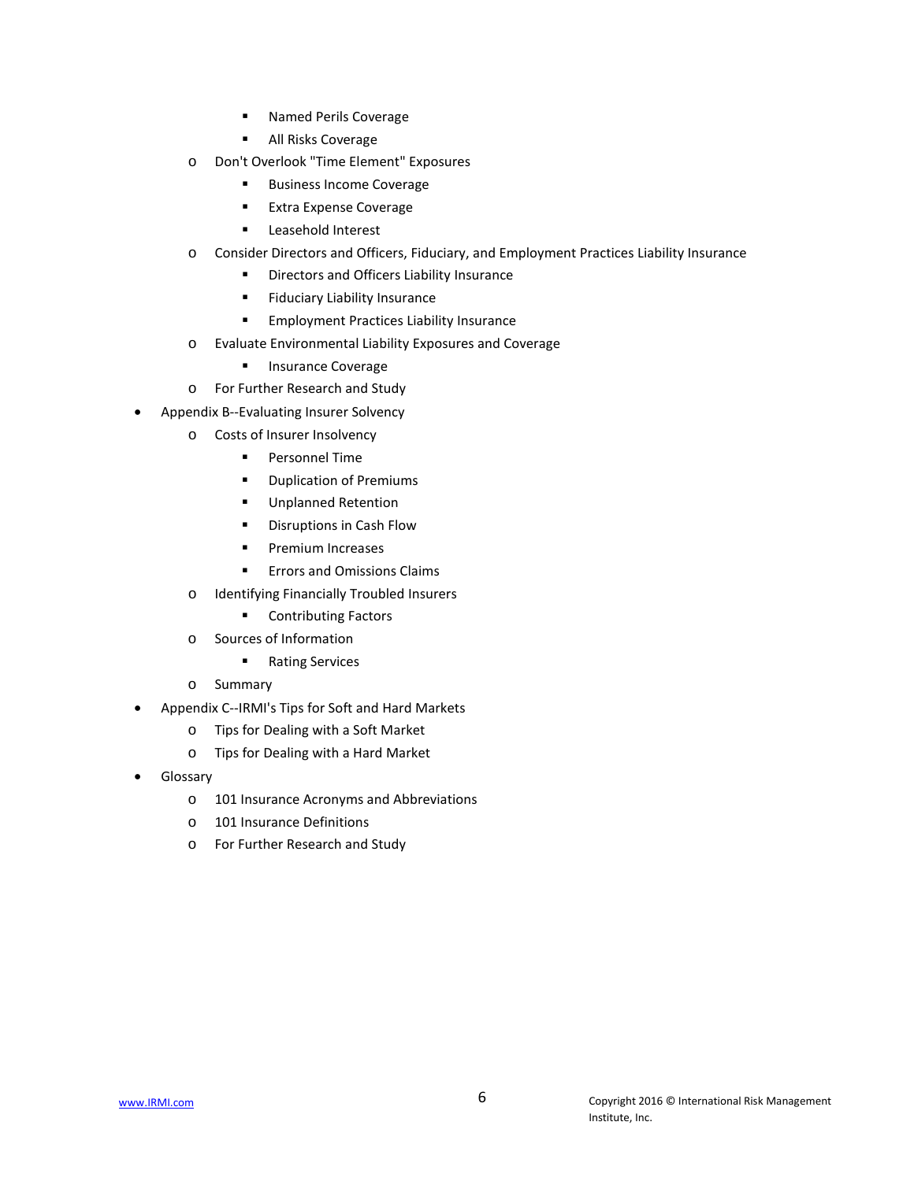- Named Perils Coverage
        - All Risks Coverage
    - Don't Overlook "Time Element" Exposures
        - Business Income Coverage
        - Extra Expense Coverage
        - Leasehold Interest
    - Consider Directors and Officers, Fiduciary, and Employment Practices Liability Insurance
        - Directors and Officers Liability Insurance
        - Fiduciary Liability Insurance
        - Employment Practices Liability Insurance
    - Evaluate Environmental Liability Exposures and Coverage
        - Insurance Coverage
    - For Further Research and Study
- Appendix B--Evaluating Insurer Solvency
    - Costs of Insurer Insolvency
        - Personnel Time
        - Duplication of Premiums
        - Unplanned Retention
        - Disruptions in Cash Flow
        - Premium Increases
        - Errors and Omissions Claims
    - Identifying Financially Troubled Insurers
        - Contributing Factors
    - Sources of Information
        - Rating Services
    - Summary
- Appendix C--IRMI's Tips for Soft and Hard Markets
    - Tips for Dealing with a Soft Market
    - Tips for Dealing with a Hard Market
- Glossary
    - 101 Insurance Acronyms and Abbreviations
    - 101 Insurance Definitions
    - For Further Research and Study